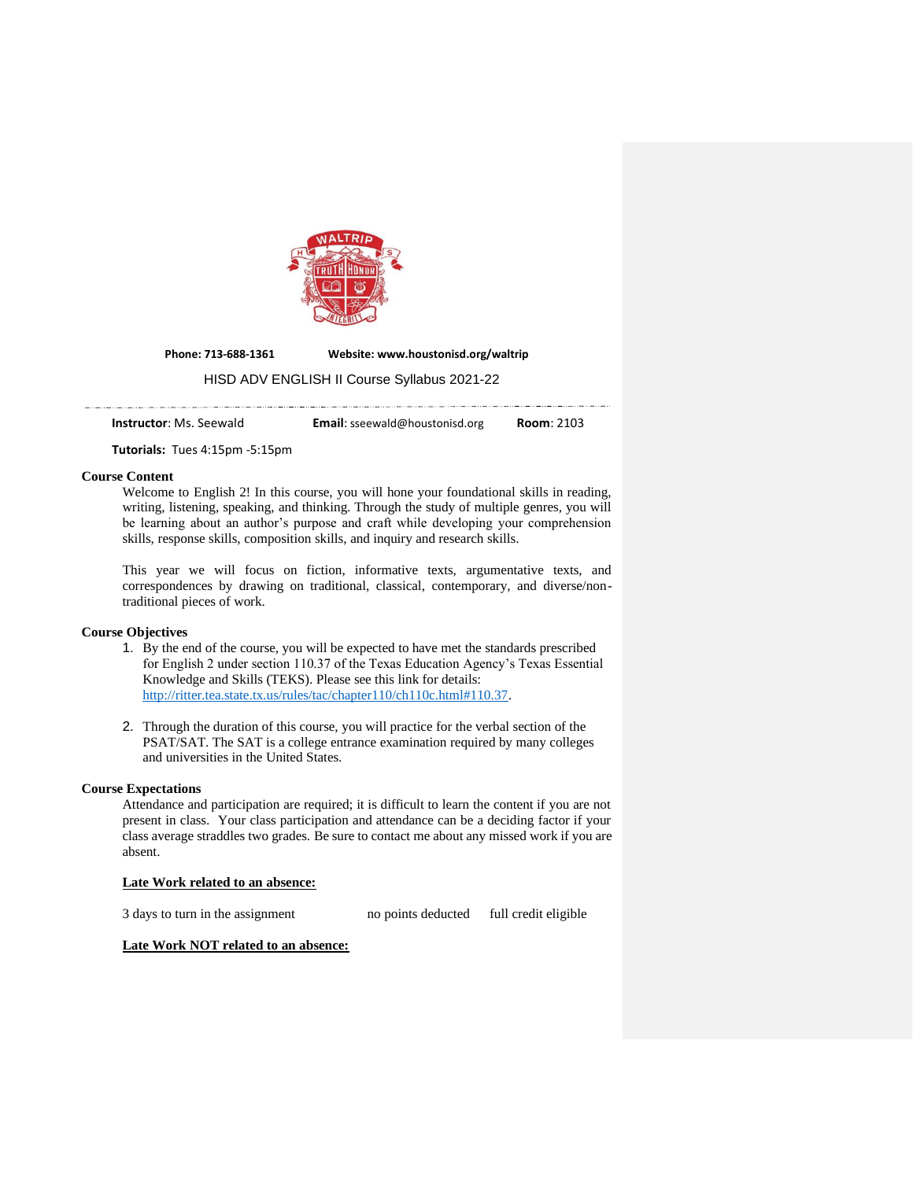Phone: 713-688-1361 Website: www.houstonisd.org/waltrip

HISD ADV ENGLISH II Course Syllabus 2021-22

**Instructor**: Ms. Seewald **Email**: sseewald@houstonisd.org **Room**: 2103

**Tutorials:** Tues 4:15pm -5:15pm

## Course Content

Welcome to English 2! In this course, you will hone your foundational skills in reading, writing, listening, speaking, and thinking. Through the study of multiple genres, you will be learning about an author's purpose and craft while developing your comprehension skills, response skills, composition skills, and inquiry and research skills.

This year we will focus on fiction, informative texts, argumentative texts, and correspondences by drawing on traditional, classical, contemporary, and diverse/non-traditional pieces of work.

## Course Objectives

1. By the end of the course, you will be expected to have met the standards prescribed for English 2 under section 110.37 of the Texas Education Agency's Texas Essential Knowledge and Skills (TEKS). Please see this link for details: http://ritter.tea.state.tx.us/rules/tac/chapter110/ch110c.html#110.37.

2. Through the duration of this course, you will practice for the verbal section of the PSAT/SAT. The SAT is a college entrance examination required by many colleges and universities in the United States.

## Course Expectations

Attendance and participation are required; it is difficult to learn the content if you are not present in class. Your class participation and attendance can be a deciding factor if your class average straddles two grades. Be sure to contact me about any missed work if you are absent.

**Late Work related to an absence:**

3 days to turn in the assignment   no points deducted   full credit eligible

**Late Work NOT related to an absence:**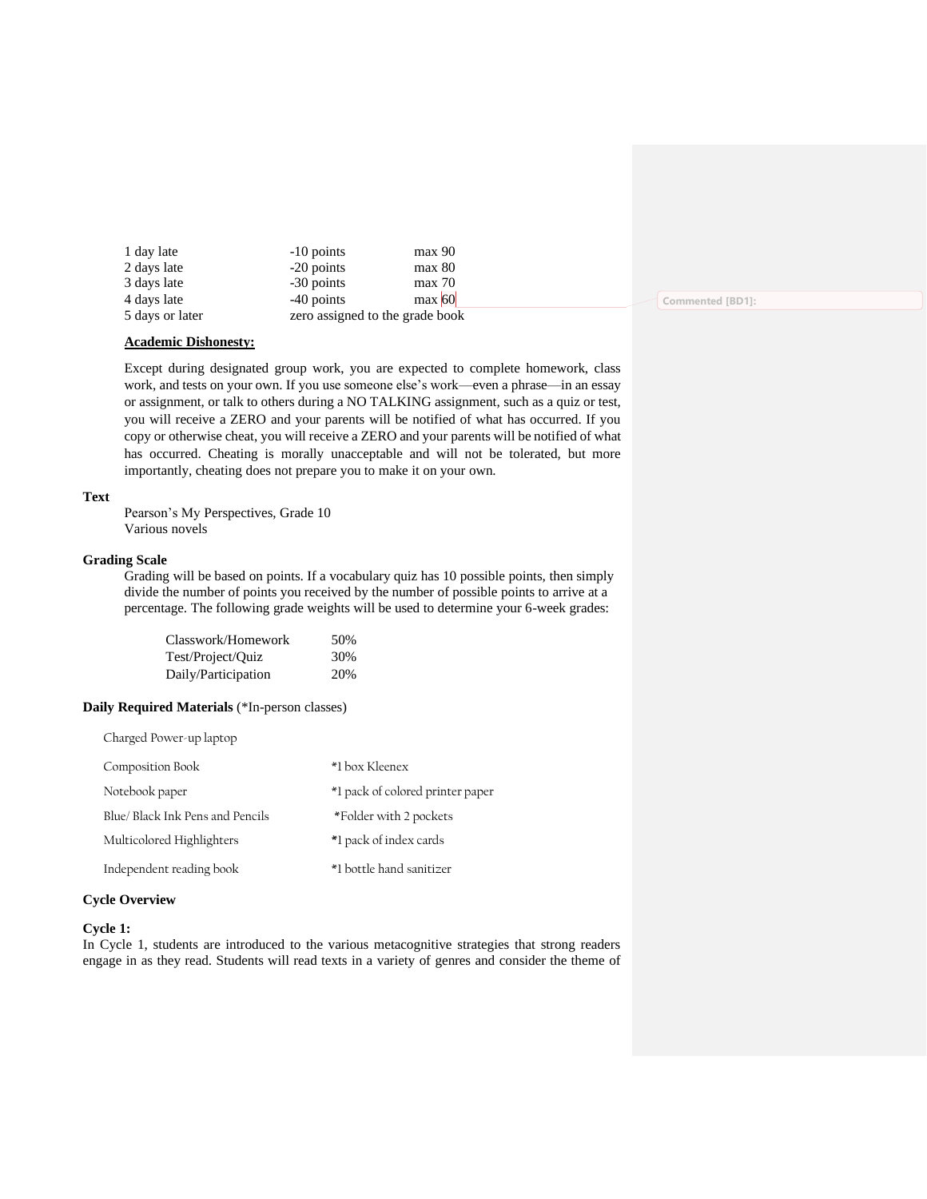| | | |
|---|---|---|
| 1 day late | -10 points | max 90 |
| 2 days late | -20 points | max 80 |
| 3 days late | -30 points | max 70 |
| 4 days late | -40 points | max 60 |
| 5 days or later | zero assigned to the grade book | |

Commented [BD1]:

**Academic Dishonesty:**

Except during designated group work, you are expected to complete homework, class work, and tests on your own. If you use someone else's work—even a phrase—in an essay or assignment, or talk to others during a NO TALKING assignment, such as a quiz or test, you will receive a ZERO and your parents will be notified of what has occurred. If you copy or otherwise cheat, you will receive a ZERO and your parents will be notified of what has occurred. Cheating is morally unacceptable and will not be tolerated, but more importantly, cheating does not prepare you to make it on your own.

**Text**

Pearson's My Perspectives, Grade 10
Various novels

**Grading Scale**

Grading will be based on points. If a vocabulary quiz has 10 possible points, then simply divide the number of points you received by the number of possible points to arrive at a percentage. The following grade weights will be used to determine your 6-week grades:

| | |
|---|---|
| Classwork/Homework | 50% |
| Test/Project/Quiz | 30% |
| Daily/Participation | 20% |

**Daily Required Materials** (*In-person classes)

Charged Power-up laptop

| | |
|---|---|
| Composition Book | *1 box Kleenex |
| Notebook paper | *1 pack of colored printer paper |
| Blue/ Black Ink Pens and Pencils | *Folder with 2 pockets |
| Multicolored Highlighters | *1 pack of index cards |
| Independent reading book | *1 bottle hand sanitizer |

**Cycle Overview**

**Cycle 1:**

In Cycle 1, students are introduced to the various metacognitive strategies that strong readers engage in as they read. Students will read texts in a variety of genres and consider the theme of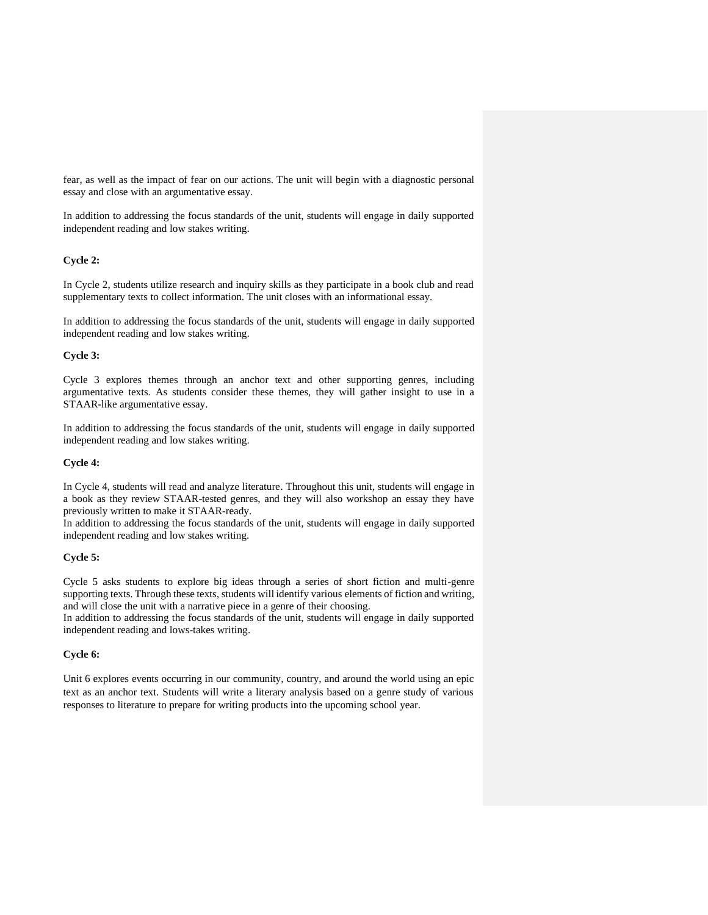fear, as well as the impact of fear on our actions. The unit will begin with a diagnostic personal essay and close with an argumentative essay.

In addition to addressing the focus standards of the unit, students will engage in daily supported independent reading and low stakes writing.

**Cycle 2:**

In Cycle 2, students utilize research and inquiry skills as they participate in a book club and read supplementary texts to collect information. The unit closes with an informational essay.

In addition to addressing the focus standards of the unit, students will engage in daily supported independent reading and low stakes writing.

**Cycle 3:**

Cycle 3 explores themes through an anchor text and other supporting genres, including argumentative texts. As students consider these themes, they will gather insight to use in a STAAR-like argumentative essay.

In addition to addressing the focus standards of the unit, students will engage in daily supported independent reading and low stakes writing.

**Cycle 4:**

In Cycle 4, students will read and analyze literature. Throughout this unit, students will engage in a book as they review STAAR-tested genres, and they will also workshop an essay they have previously written to make it STAAR-ready.
In addition to addressing the focus standards of the unit, students will engage in daily supported independent reading and low stakes writing.

**Cycle 5:**

Cycle 5 asks students to explore big ideas through a series of short fiction and multi-genre supporting texts. Through these texts, students will identify various elements of fiction and writing, and will close the unit with a narrative piece in a genre of their choosing.
In addition to addressing the focus standards of the unit, students will engage in daily supported independent reading and lows-takes writing.

**Cycle 6:**

Unit 6 explores events occurring in our community, country, and around the world using an epic text as an anchor text. Students will write a literary analysis based on a genre study of various responses to literature to prepare for writing products into the upcoming school year.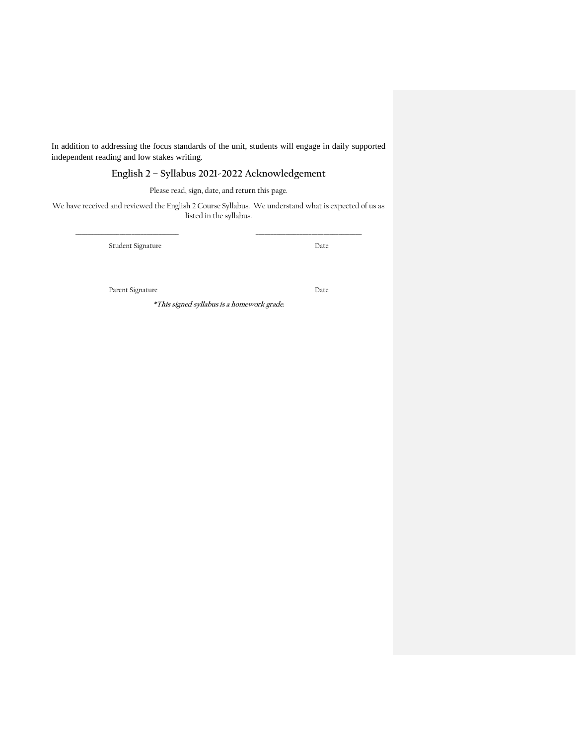In addition to addressing the focus standards of the unit, students will engage in daily supported independent reading and low stakes writing.

## English 2 – Syllabus 2021-2022 Acknowledgement

Please read, sign, date, and return this page.

We have received and reviewed the English 2 Course Syllabus. We understand what is expected of us as listed in the syllabus.

| | |
|---|---|
| ____________________________ | ____________________________ |
| Student Signature | Date |
| ____________________________ | ____________________________ |
| Parent Signature | Date |

***This signed syllabus is a homework grade.***